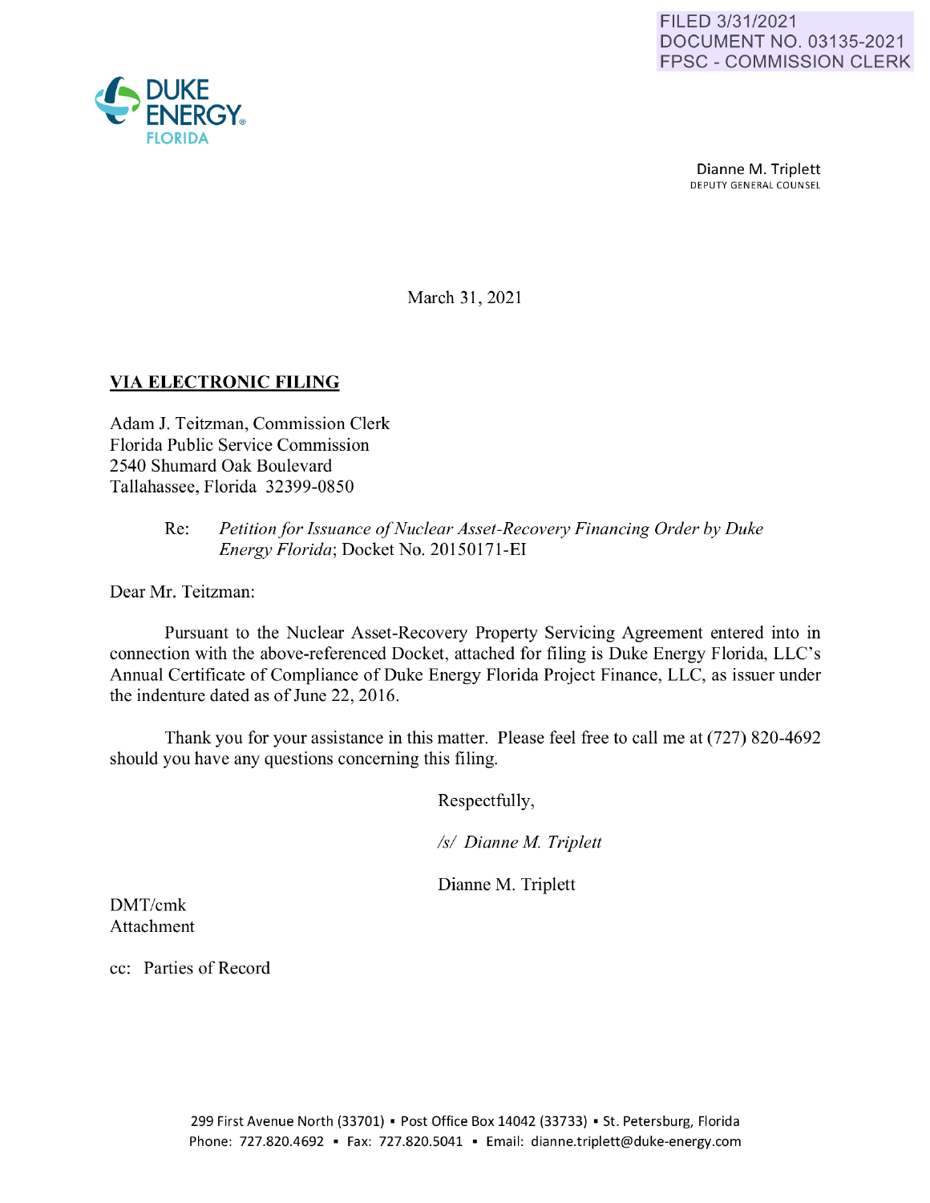FILED 3/31/2021
DOCUMENT NO. 03135-2021
FPSC - COMMISSION CLERK

DUKE ENERGY FLORIDA

Dianne M. Triplett
DEPUTY GENERAL COUNSEL

March 31, 2021

**VIA ELECTRONIC FILING**

Adam J. Teitzman, Commission Clerk
Florida Public Service Commission
2540 Shumard Oak Boulevard
Tallahassee, Florida 32399-0850

Re: *Petition for Issuance of Nuclear Asset-Recovery Financing Order by Duke Energy Florida*; Docket No. 20150171-EI

Dear Mr. Teitzman:

Pursuant to the Nuclear Asset-Recovery Property Servicing Agreement entered into in connection with the above-referenced Docket, attached for filing is Duke Energy Florida, LLC's Annual Certificate of Compliance of Duke Energy Florida Project Finance, LLC, as issuer under the indenture dated as of June 22, 2016.

Thank you for your assistance in this matter. Please feel free to call me at (727) 820-4692 should you have any questions concerning this filing.

Respectfully,

*/s/ Dianne M. Triplett*

Dianne M. Triplett

DMT/cmk
Attachment

cc: Parties of Record

299 First Avenue North (33701) ▪ Post Office Box 14042 (33733) ▪ St. Petersburg, Florida
Phone: 727.820.4692 ▪ Fax: 727.820.5041 ▪ Email: dianne.triplett@duke-energy.com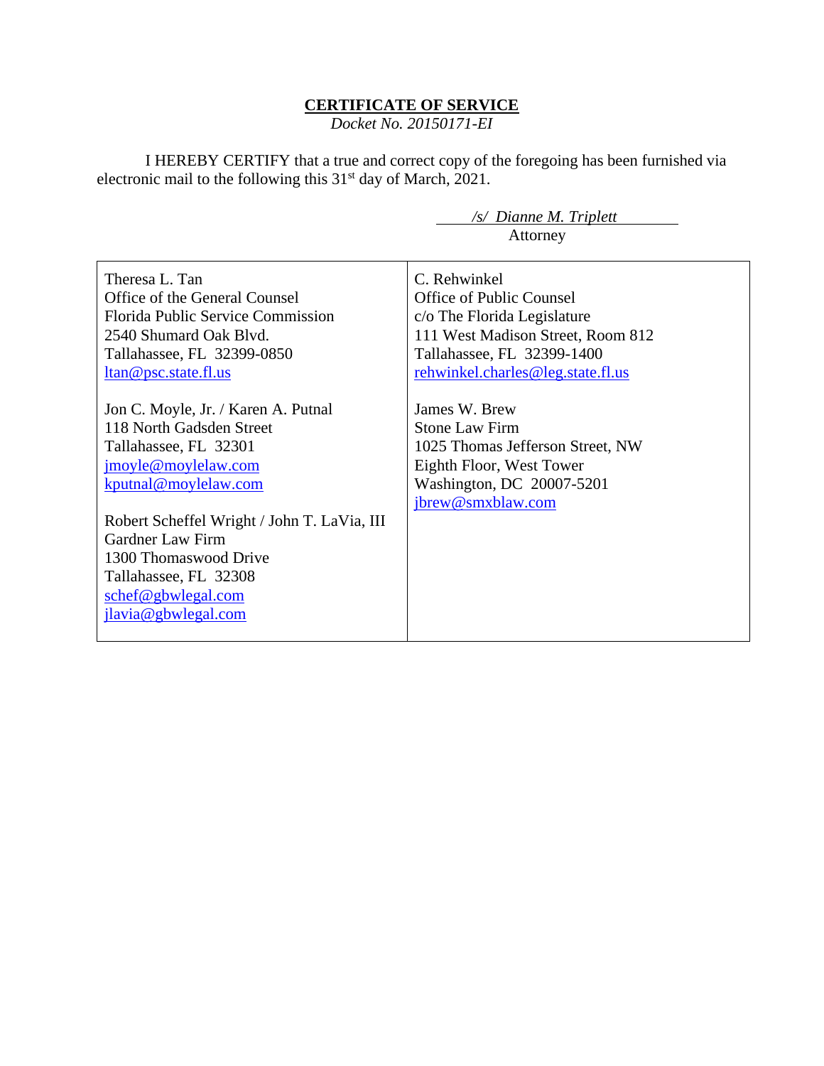**CERTIFICATE OF SERVICE**

*Docket No. 20150171-EI*

I HEREBY CERTIFY that a true and correct copy of the foregoing has been furnished via electronic mail to the following this 31st day of March, 2021.

*/s/ Dianne M. Triplett*
Attorney

| | |
|---|---|
| Theresa L. Tan<br>Office of the General Counsel<br>Florida Public Service Commission<br>2540 Shumard Oak Blvd.<br>Tallahassee, FL 32399-0850<br>ltan@psc.state.fl.us<br><br>Jon C. Moyle, Jr. / Karen A. Putnal<br>118 North Gadsden Street<br>Tallahassee, FL 32301<br>jmoyle@moylelaw.com<br>kputnal@moylelaw.com<br><br>Robert Scheffel Wright / John T. LaVia, III<br>Gardner Law Firm<br>1300 Thomaswood Drive<br>Tallahassee, FL 32308<br>schef@gbwlegal.com<br>jlavia@gbwlegal.com | C. Rehwinkel<br>Office of Public Counsel<br>c/o The Florida Legislature<br>111 West Madison Street, Room 812<br>Tallahassee, FL 32399-1400<br>rehwinkel.charles@leg.state.fl.us<br><br>James W. Brew<br>Stone Law Firm<br>1025 Thomas Jefferson Street, NW<br>Eighth Floor, West Tower<br>Washington, DC 20007-5201<br>jbrew@smxblaw.com |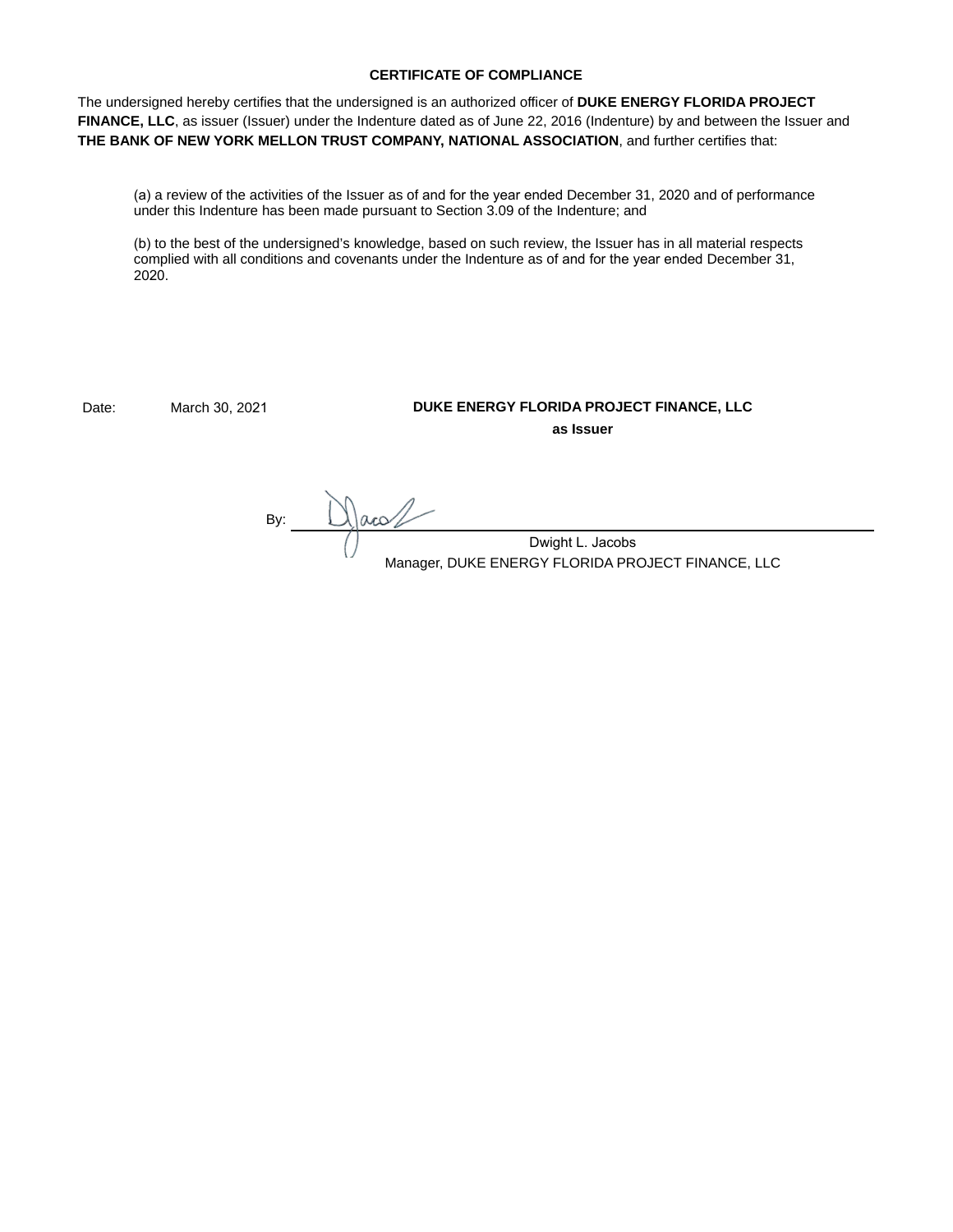**CERTIFICATE OF COMPLIANCE**

The undersigned hereby certifies that the undersigned is an authorized officer of **DUKE ENERGY FLORIDA PROJECT FINANCE, LLC**, as issuer (Issuer) under the Indenture dated as of June 22, 2016 (Indenture) by and between the Issuer and **THE BANK OF NEW YORK MELLON TRUST COMPANY, NATIONAL ASSOCIATION**, and further certifies that:

(a) a review of the activities of the Issuer as of and for the year ended December 31, 2020 and of performance under this Indenture has been made pursuant to Section 3.09 of the Indenture; and

(b) to the best of the undersigned's knowledge, based on such review, the Issuer has in all material respects complied with all conditions and covenants under the Indenture as of and for the year ended December 31, 2020.

Date: March 30, 2021

**DUKE ENERGY FLORIDA PROJECT FINANCE, LLC**
**as Issuer**

By: ______________________________
Dwight L. Jacobs
Manager, DUKE ENERGY FLORIDA PROJECT FINANCE, LLC